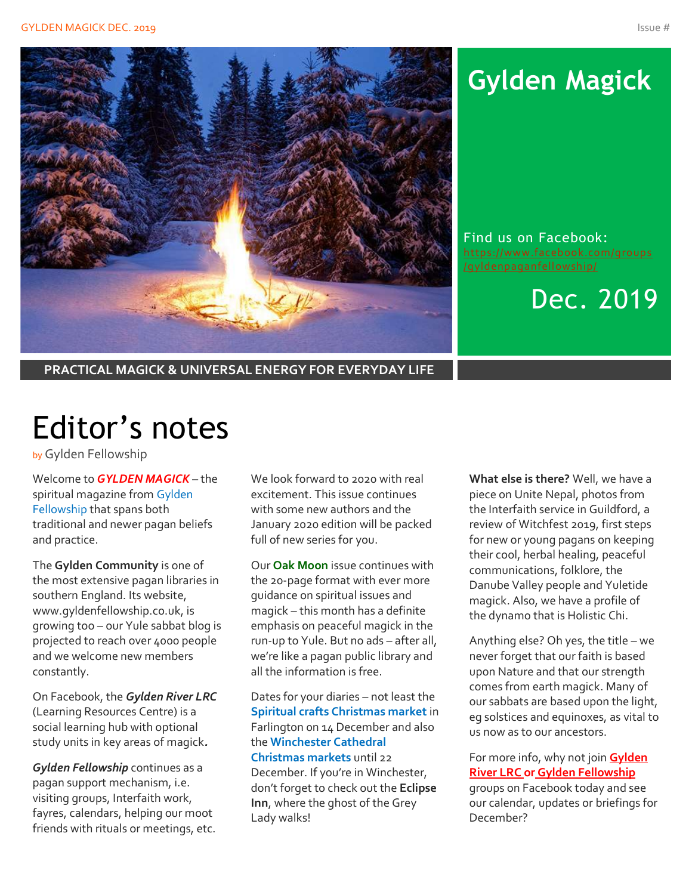# Gylden Magick

Find us on Facebook: https://www.facebook.com/groups/gyldenpaganfellowship/

Dec. 2019

**PRACTICAL MAGICK & UNIVERSAL ENERGY FOR EVERYDAY LIFE**

# Editor's notes

by Gylden Fellowship

Welcome to ***GYLDEN MAGICK*** – the spiritual magazine from Gylden Fellowship that spans both traditional and newer pagan beliefs and practice.

The **Gylden Community** is one of the most extensive pagan libraries in southern England. Its website, www.gyldenfellowship.co.uk, is growing too – our Yule sabbat blog is projected to reach over 4000 people and we welcome new members constantly.

On Facebook, the ***Gylden River LRC*** (Learning Resources Centre) is a social learning hub with optional study units in key areas of magick.

***Gylden Fellowship*** continues as a pagan support mechanism, i.e. visiting groups, Interfaith work, fayres, calendars, helping our moot friends with rituals or meetings, etc.

We look forward to 2020 with real excitement. This issue continues with some new authors and the January 2020 edition will be packed full of new series for you.

Our **Oak Moon** issue continues with the 20-page format with ever more guidance on spiritual issues and magick – this month has a definite emphasis on peaceful magick in the run-up to Yule. But no ads – after all, we're like a pagan public library and all the information is free.

Dates for your diaries – not least the **Spiritual crafts Christmas market** in Farlington on 14 December and also the **Winchester Cathedral Christmas markets** until 22 December. If you're in Winchester, don't forget to check out the **Eclipse Inn**, where the ghost of the Grey Lady walks!

**What else is there?** Well, we have a piece on Unite Nepal, photos from the Interfaith service in Guildford, a review of Witchfest 2019, first steps for new or young pagans on keeping their cool, herbal healing, peaceful communications, folklore, the Danube Valley people and Yuletide magick. Also, we have a profile of the dynamo that is Holistic Chi.

Anything else? Oh yes, the title – we never forget that our faith is based upon Nature and that our strength comes from earth magick. Many of our sabbats are based upon the light, eg solstices and equinoxes, as vital to us now as to our ancestors.

For more info, why not join **Gylden River LRC or Gylden Fellowship** groups on Facebook today and see our calendar, updates or briefings for December?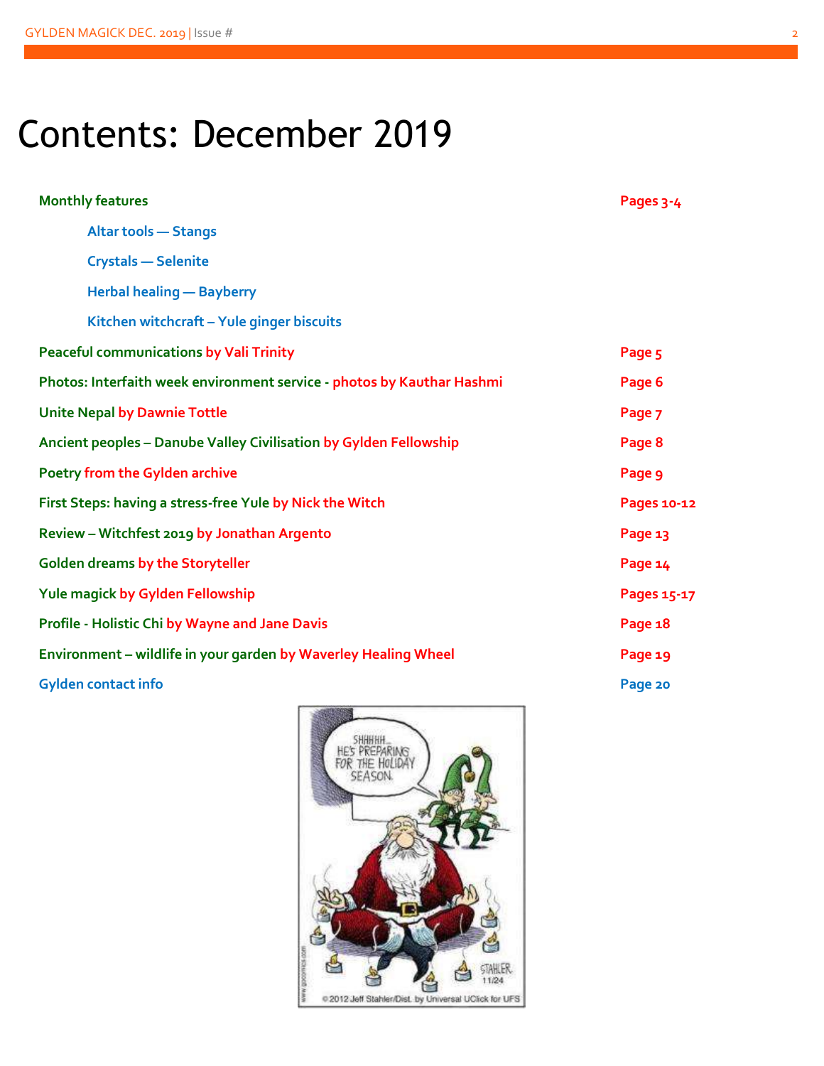# Contents: December 2019

| | |
|---|---|
| **Monthly features** | **Pages 3-4** |
| Altar tools — Stangs | |
| Crystals — Selenite | |
| Herbal healing — Bayberry | |
| Kitchen witchcraft – Yule ginger biscuits | |
| **Peaceful communications** by Vali Trinity | **Page 5** |
| **Photos: Interfaith week environment service** - photos by Kauthar Hashmi | **Page 6** |
| **Unite Nepal** by Dawnie Tottle | **Page 7** |
| **Ancient peoples – Danube Valley Civilisation** by Gylden Fellowship | **Page 8** |
| **Poetry** from the Gylden archive | **Page 9** |
| **First Steps: having a stress-free Yule** by Nick the Witch | **Pages 10-12** |
| **Review – Witchfest 2019** by Jonathan Argento | **Page 13** |
| **Golden dreams** by the Storyteller | **Page 14** |
| **Yule magick** by Gylden Fellowship | **Pages 15-17** |
| **Profile - Holistic Chi** by Wayne and Jane Davis | **Page 18** |
| **Environment – wildlife in your garden** by Waverley Healing Wheel | **Page 19** |
| **Gylden contact info** | **Page 20** |

©2012 Jeff Stahler/Dist. by Universal UClick for UFS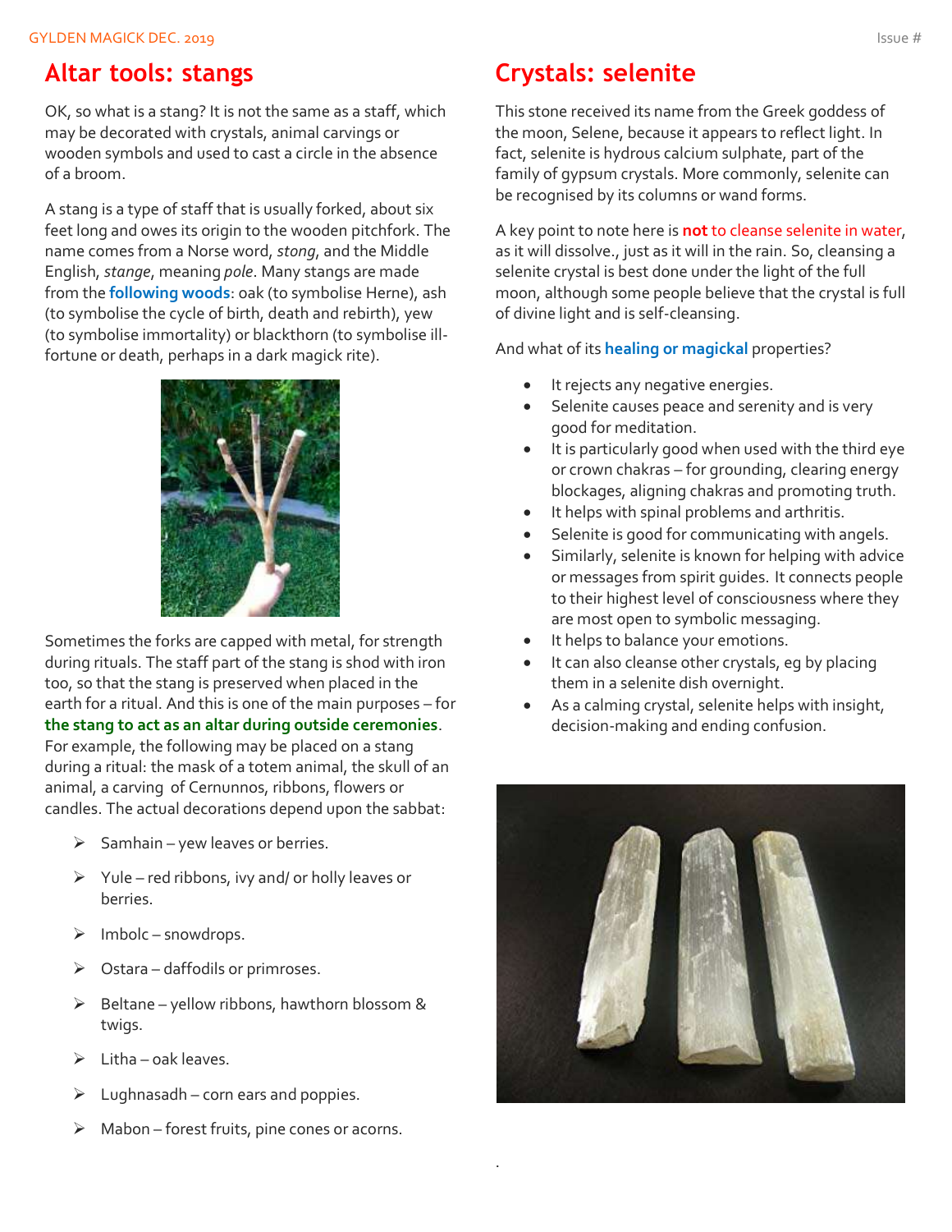## Altar tools: stangs

OK, so what is a stang? It is not the same as a staff, which may be decorated with crystals, animal carvings or wooden symbols and used to cast a circle in the absence of a broom.

A stang is a type of staff that is usually forked, about six feet long and owes its origin to the wooden pitchfork. The name comes from a Norse word, *stong*, and the Middle English, *stange*, meaning *pole*. Many stangs are made from the **following woods**: oak (to symbolise Herne), ash (to symbolise the cycle of birth, death and rebirth), yew (to symbolise immortality) or blackthorn (to symbolise ill-fortune or death, perhaps in a dark magick rite).

Sometimes the forks are capped with metal, for strength during rituals. The staff part of the stang is shod with iron too, so that the stang is preserved when placed in the earth for a ritual. And this is one of the main purposes – for **the stang to act as an altar during outside ceremonies**. For example, the following may be placed on a stang during a ritual: the mask of a totem animal, the skull of an animal, a carving of Cernunnos, ribbons, flowers or candles. The actual decorations depend upon the sabbat:

- Samhain – yew leaves or berries.
- Yule – red ribbons, ivy and/ or holly leaves or berries.
- Imbolc – snowdrops.
- Ostara – daffodils or primroses.
- Beltane – yellow ribbons, hawthorn blossom & twigs.
- Litha – oak leaves.
- Lughnasadh – corn ears and poppies.
- Mabon – forest fruits, pine cones or acorns.

## Crystals: selenite

This stone received its name from the Greek goddess of the moon, Selene, because it appears to reflect light. In fact, selenite is hydrous calcium sulphate, part of the family of gypsum crystals. More commonly, selenite can be recognised by its columns or wand forms.

A key point to note here is **not** to cleanse selenite in water, as it will dissolve., just as it will in the rain. So, cleansing a selenite crystal is best done under the light of the full moon, although some people believe that the crystal is full of divine light and is self-cleansing.

And what of its **healing or magickal** properties?

- It rejects any negative energies.
- Selenite causes peace and serenity and is very good for meditation.
- It is particularly good when used with the third eye or crown chakras – for grounding, clearing energy blockages, aligning chakras and promoting truth.
- It helps with spinal problems and arthritis.
- Selenite is good for communicating with angels.
- Similarly, selenite is known for helping with advice or messages from spirit guides. It connects people to their highest level of consciousness where they are most open to symbolic messaging.
- It helps to balance your emotions.
- It can also cleanse other crystals, eg by placing them in a selenite dish overnight.
- As a calming crystal, selenite helps with insight, decision-making and ending confusion.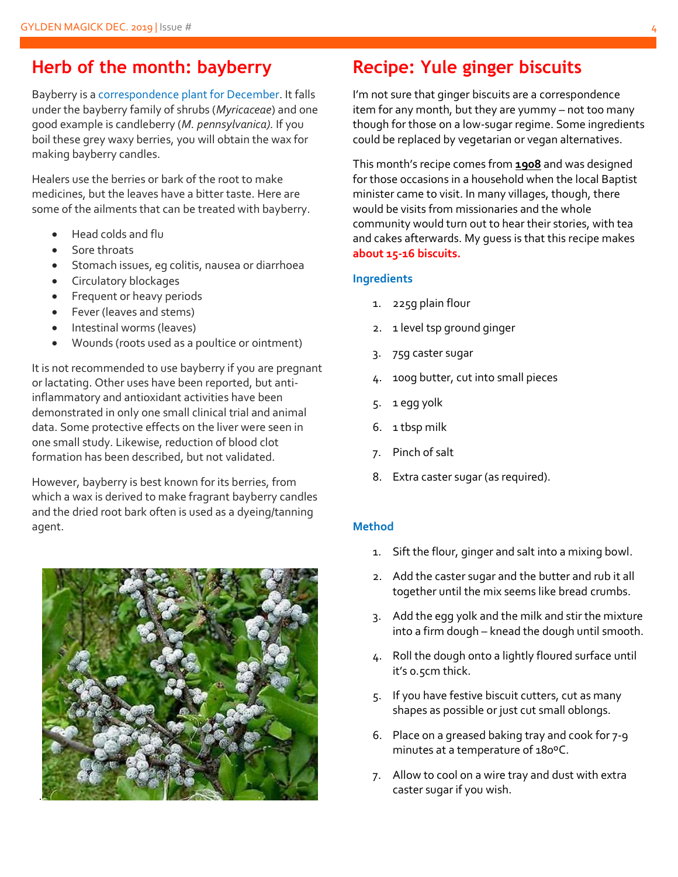## Herb of the month: bayberry

Bayberry is a correspondence plant for December. It falls under the bayberry family of shrubs (*Myricaceae*) and one good example is candleberry (*M. pennsylvanica).* If you boil these grey waxy berries, you will obtain the wax for making bayberry candles.

Healers use the berries or bark of the root to make medicines, but the leaves have a bitter taste. Here are some of the ailments that can be treated with bayberry.

- Head colds and flu
- Sore throats
- Stomach issues, eg colitis, nausea or diarrhoea
- Circulatory blockages
- Frequent or heavy periods
- Fever (leaves and stems)
- Intestinal worms (leaves)
- Wounds (roots used as a poultice or ointment)

It is not recommended to use bayberry if you are pregnant or lactating. Other uses have been reported, but anti-inflammatory and antioxidant activities have been demonstrated in only one small clinical trial and animal data. Some protective effects on the liver were seen in one small study. Likewise, reduction of blood clot formation has been described, but not validated.

However, bayberry is best known for its berries, from which a wax is derived to make fragrant bayberry candles and the dried root bark often is used as a dyeing/tanning agent.

## Recipe: Yule ginger biscuits

I'm not sure that ginger biscuits are a correspondence item for any month, but they are yummy – not too many though for those on a low-sugar regime. Some ingredients could be replaced by vegetarian or vegan alternatives.

This month's recipe comes from **1908** and was designed for those occasions in a household when the local Baptist minister came to visit. In many villages, though, there would be visits from missionaries and the whole community would turn out to hear their stories, with tea and cakes afterwards. My guess is that this recipe makes **about 15-16 biscuits.**

### Ingredients

1. 225g plain flour
2. 1 level tsp ground ginger
3. 75g caster sugar
4. 100g butter, cut into small pieces
5. 1 egg yolk
6. 1 tbsp milk
7. Pinch of salt
8. Extra caster sugar (as required).

### Method

1. Sift the flour, ginger and salt into a mixing bowl.
2. Add the caster sugar and the butter and rub it all together until the mix seems like bread crumbs.
3. Add the egg yolk and the milk and stir the mixture into a firm dough – knead the dough until smooth.
4. Roll the dough onto a lightly floured surface until it's 0.5cm thick.
5. If you have festive biscuit cutters, cut as many shapes as possible or just cut small oblongs.
6. Place on a greased baking tray and cook for 7-9 minutes at a temperature of 180ºC.
7. Allow to cool on a wire tray and dust with extra caster sugar if you wish.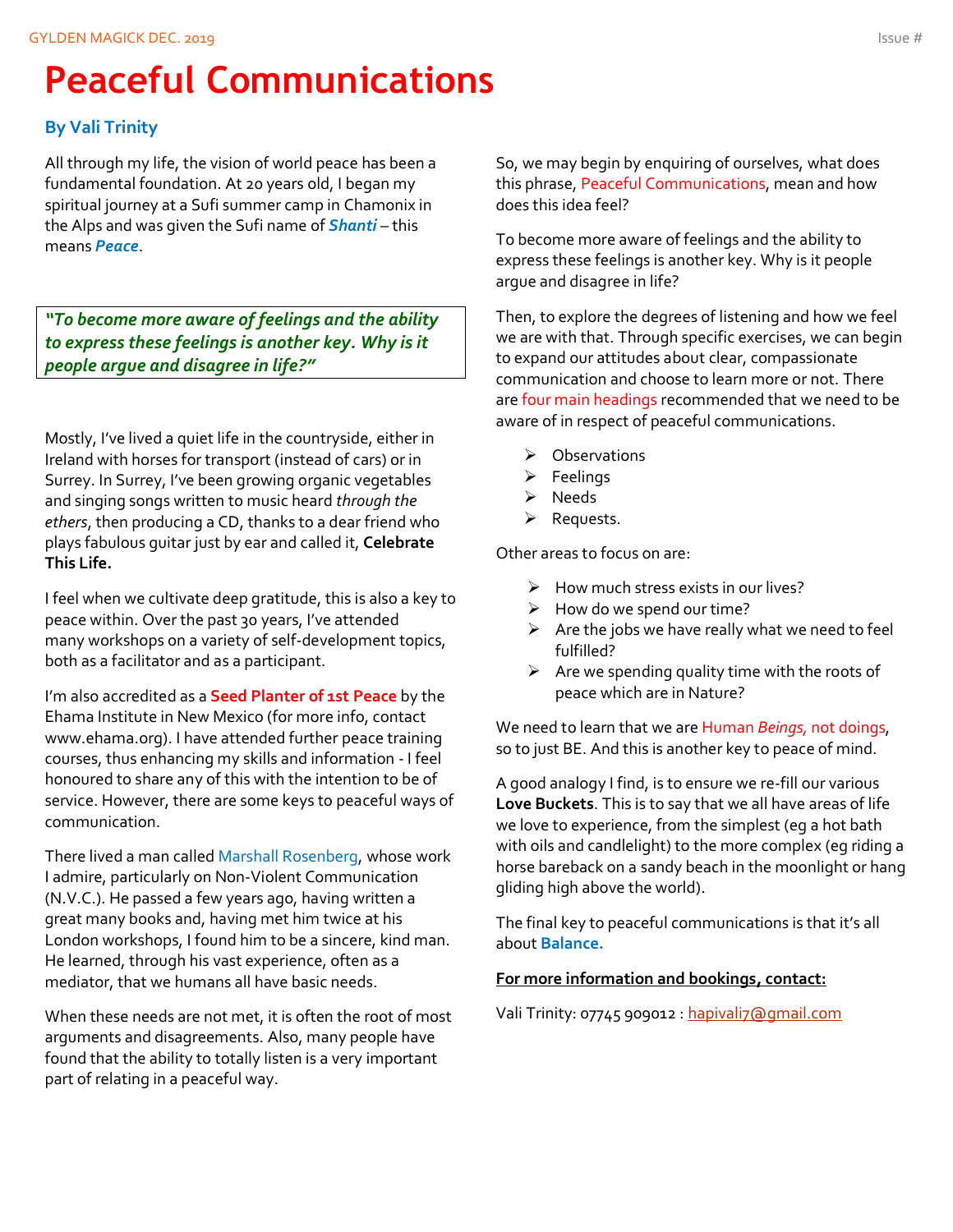# Peaceful Communications

**By Vali Trinity**

All through my life, the vision of world peace has been a fundamental foundation. At 20 years old, I began my spiritual journey at a Sufi summer camp in Chamonix in the Alps and was given the Sufi name of ***Shanti*** – this means ***Peace***.

> ***"To become more aware of feelings and the ability to express these feelings is another key. Why is it people argue and disagree in life?"***

Mostly, I've lived a quiet life in the countryside, either in Ireland with horses for transport (instead of cars) or in Surrey. In Surrey, I've been growing organic vegetables and singing songs written to music heard *through the ethers*, then producing a CD, thanks to a dear friend who plays fabulous guitar just by ear and called it, **Celebrate This Life.**

I feel when we cultivate deep gratitude, this is also a key to peace within. Over the past 30 years, I've attended many workshops on a variety of self-development topics, both as a facilitator and as a participant.

I'm also accredited as a **Seed Planter of 1st Peace** by the Ehama Institute in New Mexico (for more info, contact www.ehama.org). I have attended further peace training courses, thus enhancing my skills and information - I feel honoured to share any of this with the intention to be of service. However, there are some keys to peaceful ways of communication.

There lived a man called Marshall Rosenberg, whose work I admire, particularly on Non-Violent Communication (N.V.C.). He passed a few years ago, having written a great many books and, having met him twice at his London workshops, I found him to be a sincere, kind man. He learned, through his vast experience, often as a mediator, that we humans all have basic needs.

When these needs are not met, it is often the root of most arguments and disagreements. Also, many people have found that the ability to totally listen is a very important part of relating in a peaceful way.

So, we may begin by enquiring of ourselves, what does this phrase, Peaceful Communications, mean and how does this idea feel?

To become more aware of feelings and the ability to express these feelings is another key. Why is it people argue and disagree in life?

Then, to explore the degrees of listening and how we feel we are with that. Through specific exercises, we can begin to expand our attitudes about clear, compassionate communication and choose to learn more or not. There are four main headings recommended that we need to be aware of in respect of peaceful communications.

- Observations
- Feelings
- Needs
- Requests.

Other areas to focus on are:

- How much stress exists in our lives?
- How do we spend our time?
- Are the jobs we have really what we need to feel fulfilled?
- Are we spending quality time with the roots of peace which are in Nature?

We need to learn that we are Human *Beings,* not doings, so to just BE. And this is another key to peace of mind.

A good analogy I find, is to ensure we re-fill our various **Love Buckets**. This is to say that we all have areas of life we love to experience, from the simplest (eg a hot bath with oils and candlelight) to the more complex (eg riding a horse bareback on a sandy beach in the moonlight or hang gliding high above the world).

The final key to peaceful communications is that it's all about **Balance.**

**For more information and bookings, contact:**

Vali Trinity: 07745 909012 : hapivali7@gmail.com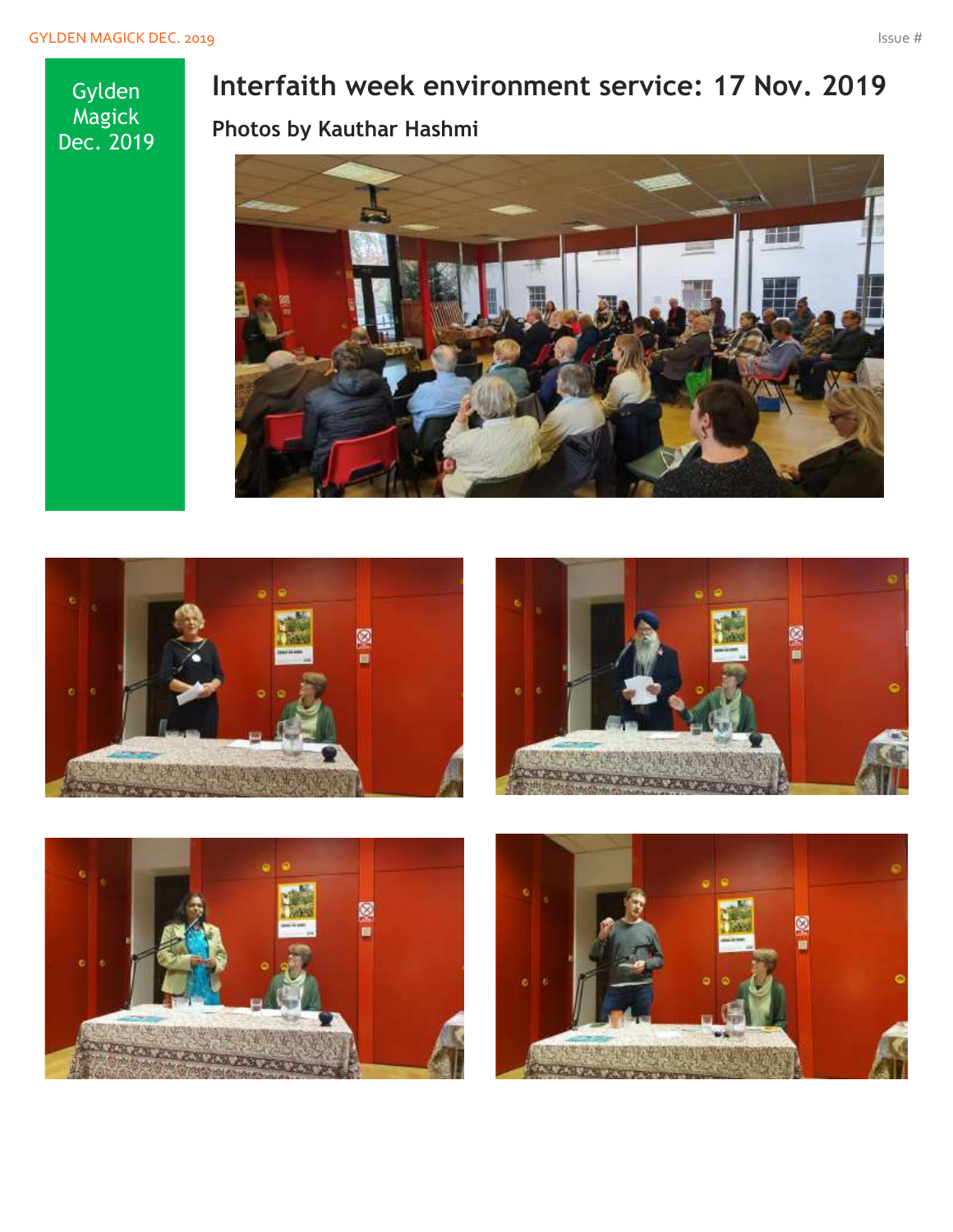Gylden Magick Dec. 2019

# Interfaith week environment service: 17 Nov. 2019

## Photos by Kauthar Hashmi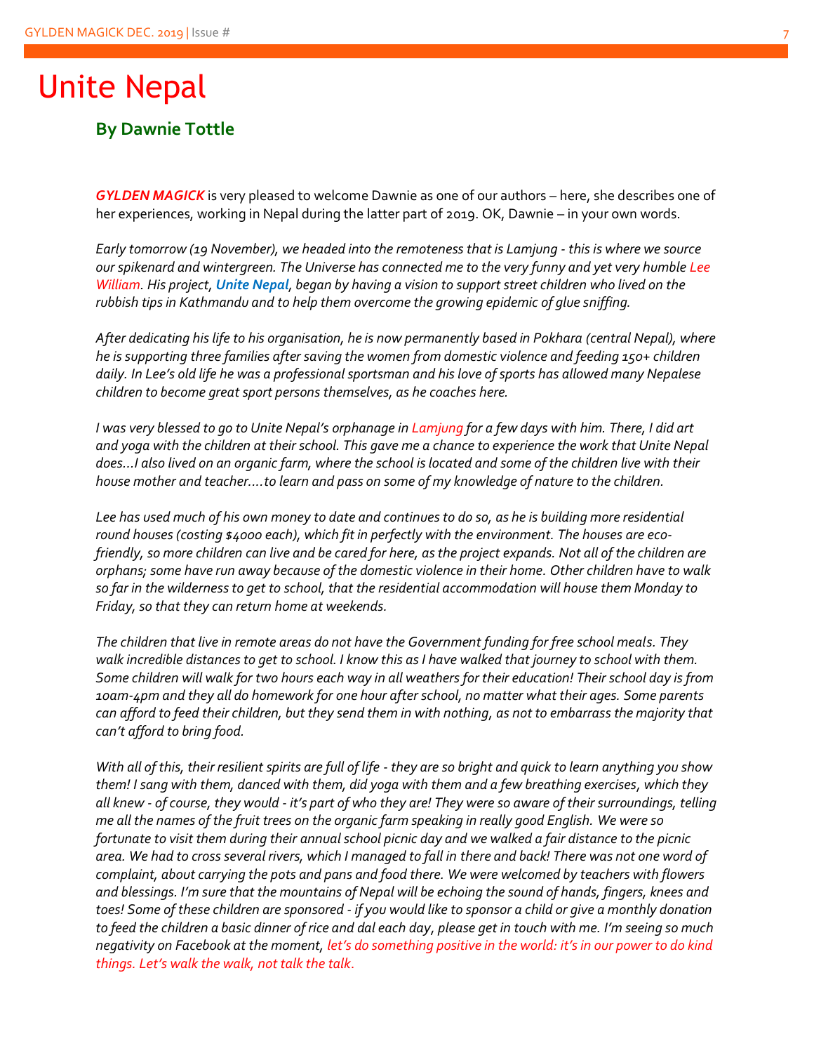# Unite Nepal

## By Dawnie Tottle

***GYLDEN MAGICK*** is very pleased to welcome Dawnie as one of our authors – here, she describes one of her experiences, working in Nepal during the latter part of 2019. OK, Dawnie – in your own words.

*Early tomorrow (19 November), we headed into the remoteness that is Lamjung - this is where we source our spikenard and wintergreen. The Universe has connected me to the very funny and yet very humble Lee William. His project, **Unite Nepal**, began by having a vision to support street children who lived on the rubbish tips in Kathmandu and to help them overcome the growing epidemic of glue sniffing.*

*After dedicating his life to his organisation, he is now permanently based in Pokhara (central Nepal), where he is supporting three families after saving the women from domestic violence and feeding 150+ children daily. In Lee's old life he was a professional sportsman and his love of sports has allowed many Nepalese children to become great sport persons themselves, as he coaches here.*

*I was very blessed to go to Unite Nepal's orphanage in Lamjung for a few days with him. There, I did art and yoga with the children at their school. This gave me a chance to experience the work that Unite Nepal does…I also lived on an organic farm, where the school is located and some of the children live with their house mother and teacher….to learn and pass on some of my knowledge of nature to the children.*

*Lee has used much of his own money to date and continues to do so, as he is building more residential round houses (costing $4000 each), which fit in perfectly with the environment. The houses are eco-friendly, so more children can live and be cared for here, as the project expands. Not all of the children are orphans; some have run away because of the domestic violence in their home. Other children have to walk so far in the wilderness to get to school, that the residential accommodation will house them Monday to Friday, so that they can return home at weekends.*

*The children that live in remote areas do not have the Government funding for free school meals. They walk incredible distances to get to school. I know this as I have walked that journey to school with them. Some children will walk for two hours each way in all weathers for their education! Their school day is from 10am-4pm and they all do homework for one hour after school, no matter what their ages. Some parents can afford to feed their children, but they send them in with nothing, as not to embarrass the majority that can't afford to bring food.*

*With all of this, their resilient spirits are full of life - they are so bright and quick to learn anything you show them! I sang with them, danced with them, did yoga with them and a few breathing exercises, which they all knew - of course, they would - it's part of who they are! They were so aware of their surroundings, telling me all the names of the fruit trees on the organic farm speaking in really good English. We were so fortunate to visit them during their annual school picnic day and we walked a fair distance to the picnic area. We had to cross several rivers, which I managed to fall in there and back! There was not one word of complaint, about carrying the pots and pans and food there. We were welcomed by teachers with flowers and blessings. I'm sure that the mountains of Nepal will be echoing the sound of hands, fingers, knees and toes! Some of these children are sponsored - if you would like to sponsor a child or give a monthly donation to feed the children a basic dinner of rice and dal each day, please get in touch with me. I'm seeing so much negativity on Facebook at the moment, let's do something positive in the world: it's in our power to do kind things. Let's walk the walk, not talk the talk.*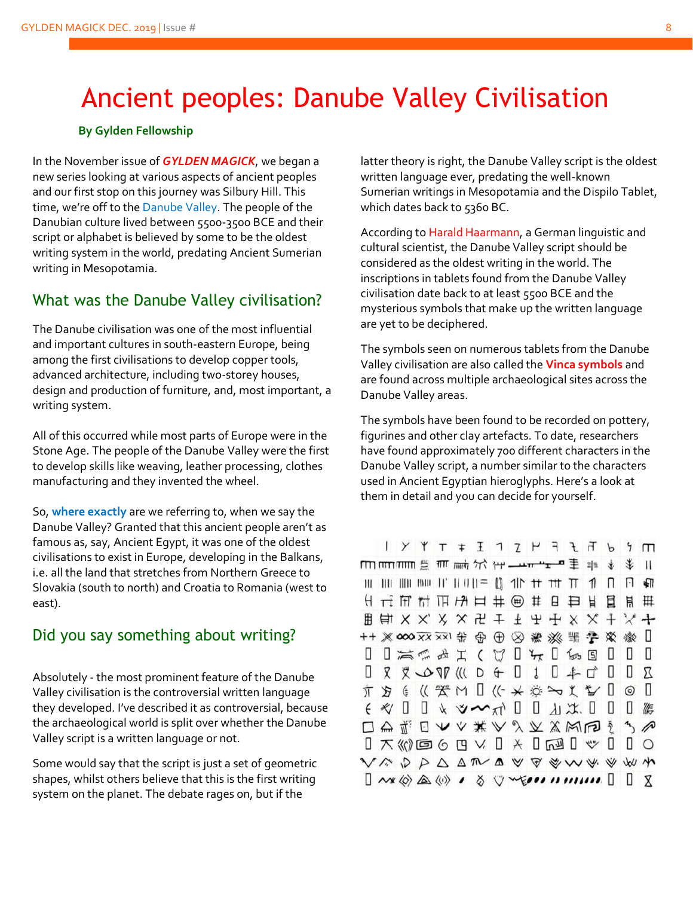# Ancient peoples: Danube Valley Civilisation

**By Gylden Fellowship**

In the November issue of ***GYLDEN MAGICK***, we began a new series looking at various aspects of ancient peoples and our first stop on this journey was Silbury Hill. This time, we're off to the Danube Valley. The people of the Danubian culture lived between 5500-3500 BCE and their script or alphabet is believed by some to be the oldest writing system in the world, predating Ancient Sumerian writing in Mesopotamia.

## What was the Danube Valley civilisation?

The Danube civilisation was one of the most influential and important cultures in south-eastern Europe, being among the first civilisations to develop copper tools, advanced architecture, including two-storey houses, design and production of furniture, and, most important, a writing system.

All of this occurred while most parts of Europe were in the Stone Age. The people of the Danube Valley were the first to develop skills like weaving, leather processing, clothes manufacturing and they invented the wheel.

So, **where exactly** are we referring to, when we say the Danube Valley? Granted that this ancient people aren't as famous as, say, Ancient Egypt, it was one of the oldest civilisations to exist in Europe, developing in the Balkans, i.e. all the land that stretches from Northern Greece to Slovakia (south to north) and Croatia to Romania (west to east).

## Did you say something about writing?

Absolutely - the most prominent feature of the Danube Valley civilisation is the controversial written language they developed. I've described it as controversial, because the archaeological world is split over whether the Danube Valley script is a written language or not.

Some would say that the script is just a set of geometric shapes, whilst others believe that this is the first writing system on the planet. The debate rages on, but if the latter theory is right, the Danube Valley script is the oldest written language ever, predating the well-known Sumerian writings in Mesopotamia and the Dispilo Tablet, which dates back to 5360 BC.

According to Harald Haarmann, a German linguistic and cultural scientist, the Danube Valley script should be considered as the oldest writing in the world. The inscriptions in tablets found from the Danube Valley civilisation date back to at least 5500 BCE and the mysterious symbols that make up the written language are yet to be deciphered.

The symbols seen on numerous tablets from the Danube Valley civilisation are also called the **Vinca symbols** and are found across multiple archaeological sites across the Danube Valley areas.

The symbols have been found to be recorded on pottery, figurines and other clay artefacts. To date, researchers have found approximately 700 different characters in the Danube Valley script, a number similar to the characters used in Ancient Egyptian hieroglyphs. Here's a look at them in detail and you can decide for yourself.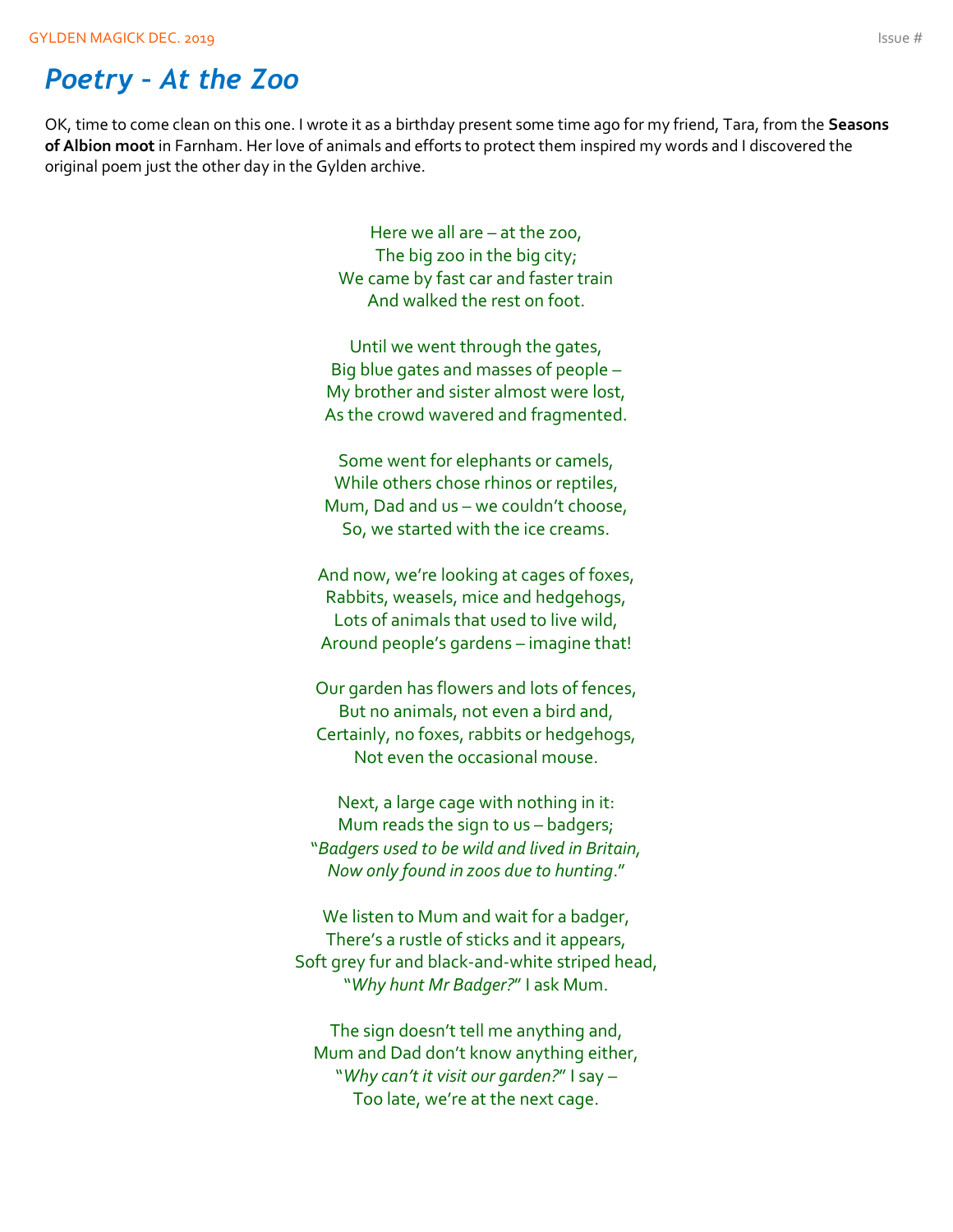## *Poetry - At the Zoo*

OK, time to come clean on this one. I wrote it as a birthday present some time ago for my friend, Tara, from the **Seasons of Albion moot** in Farnham. Her love of animals and efforts to protect them inspired my words and I discovered the original poem just the other day in the Gylden archive.

Here we all are – at the zoo,
The big zoo in the big city;
We came by fast car and faster train
And walked the rest on foot.

Until we went through the gates,
Big blue gates and masses of people –
My brother and sister almost were lost,
As the crowd wavered and fragmented.

Some went for elephants or camels,
While others chose rhinos or reptiles,
Mum, Dad and us – we couldn't choose,
So, we started with the ice creams.

And now, we're looking at cages of foxes,
Rabbits, weasels, mice and hedgehogs,
Lots of animals that used to live wild,
Around people's gardens – imagine that!

Our garden has flowers and lots of fences,
But no animals, not even a bird and,
Certainly, no foxes, rabbits or hedgehogs,
Not even the occasional mouse.

Next, a large cage with nothing in it:
Mum reads the sign to us – badgers;
"*Badgers used to be wild and lived in Britain,*
*Now only found in zoos due to hunting*."

We listen to Mum and wait for a badger,
There's a rustle of sticks and it appears,
Soft grey fur and black-and-white striped head,
"*Why hunt Mr Badger?*" I ask Mum.

The sign doesn't tell me anything and,
Mum and Dad don't know anything either,
"*Why can't it visit our garden?*" I say –
Too late, we're at the next cage.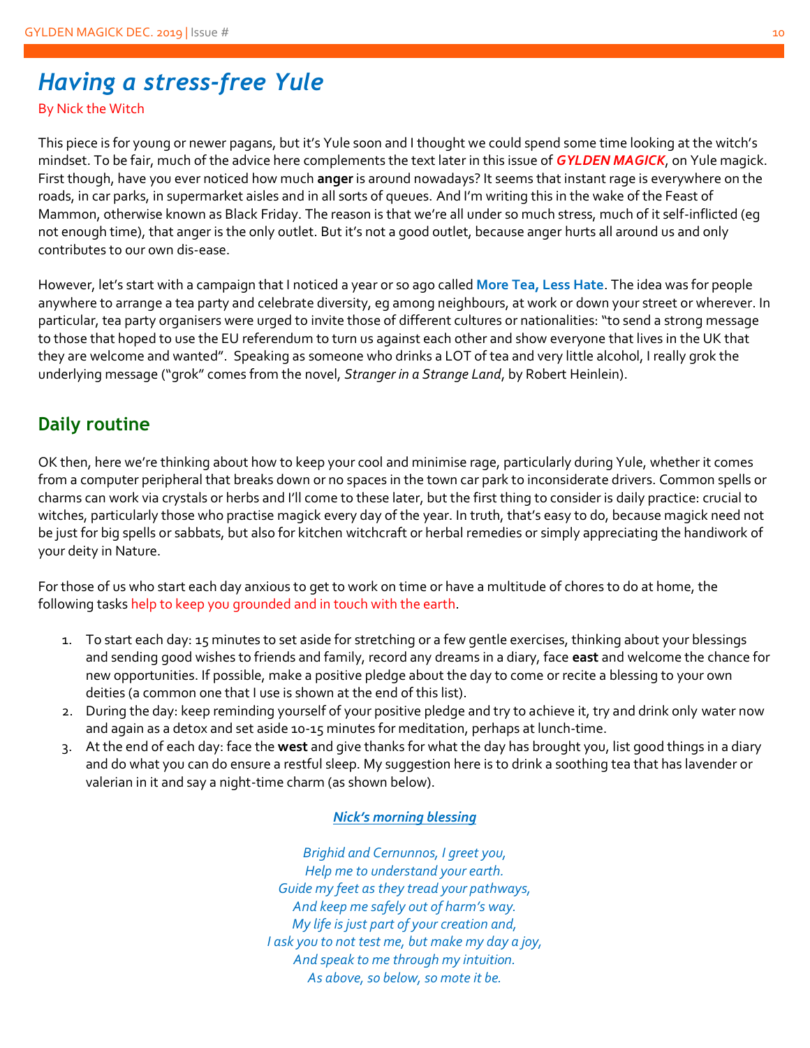# *Having a stress-free Yule*

By Nick the Witch

This piece is for young or newer pagans, but it's Yule soon and I thought we could spend some time looking at the witch's mindset. To be fair, much of the advice here complements the text later in this issue of ***GYLDEN MAGICK***, on Yule magick. First though, have you ever noticed how much **anger** is around nowadays? It seems that instant rage is everywhere on the roads, in car parks, in supermarket aisles and in all sorts of queues. And I'm writing this in the wake of the Feast of Mammon, otherwise known as Black Friday. The reason is that we're all under so much stress, much of it self-inflicted (eg not enough time), that anger is the only outlet. But it's not a good outlet, because anger hurts all around us and only contributes to our own dis-ease.

However, let's start with a campaign that I noticed a year or so ago called **More Tea, Less Hate**. The idea was for people anywhere to arrange a tea party and celebrate diversity, eg among neighbours, at work or down your street or wherever. In particular, tea party organisers were urged to invite those of different cultures or nationalities: "to send a strong message to those that hoped to use the EU referendum to turn us against each other and show everyone that lives in the UK that they are welcome and wanted". Speaking as someone who drinks a LOT of tea and very little alcohol, I really grok the underlying message ("grok" comes from the novel, *Stranger in a Strange Land*, by Robert Heinlein).

## Daily routine

OK then, here we're thinking about how to keep your cool and minimise rage, particularly during Yule, whether it comes from a computer peripheral that breaks down or no spaces in the town car park to inconsiderate drivers. Common spells or charms can work via crystals or herbs and I'll come to these later, but the first thing to consider is daily practice: crucial to witches, particularly those who practise magick every day of the year. In truth, that's easy to do, because magick need not be just for big spells or sabbats, but also for kitchen witchcraft or herbal remedies or simply appreciating the handiwork of your deity in Nature.

For those of us who start each day anxious to get to work on time or have a multitude of chores to do at home, the following tasks help to keep you grounded and in touch with the earth.

1. To start each day: 15 minutes to set aside for stretching or a few gentle exercises, thinking about your blessings and sending good wishes to friends and family, record any dreams in a diary, face **east** and welcome the chance for new opportunities. If possible, make a positive pledge about the day to come or recite a blessing to your own deities (a common one that I use is shown at the end of this list).
2. During the day: keep reminding yourself of your positive pledge and try to achieve it, try and drink only water now and again as a detox and set aside 10-15 minutes for meditation, perhaps at lunch-time.
3. At the end of each day: face the **west** and give thanks for what the day has brought you, list good things in a diary and do what you can do ensure a restful sleep. My suggestion here is to drink a soothing tea that has lavender or valerian in it and say a night-time charm (as shown below).

***Nick's morning blessing***

*Brighid and Cernunnos, I greet you,*
*Help me to understand your earth.*
*Guide my feet as they tread your pathways,*
*And keep me safely out of harm's way.*
*My life is just part of your creation and,*
*I ask you to not test me, but make my day a joy,*
*And speak to me through my intuition.*
*As above, so below, so mote it be.*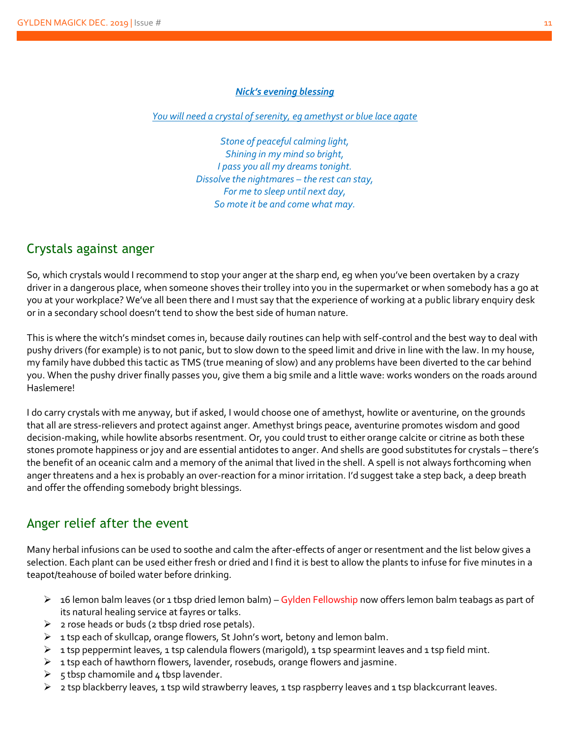***Nick's evening blessing***

*You will need a crystal of serenity, eg amethyst or blue lace agate*

*Stone of peaceful calming light,*
*Shining in my mind so bright,*
*I pass you all my dreams tonight.*
*Dissolve the nightmares – the rest can stay,*
*For me to sleep until next day,*
*So mote it be and come what may.*

## Crystals against anger

So, which crystals would I recommend to stop your anger at the sharp end, eg when you've been overtaken by a crazy driver in a dangerous place, when someone shoves their trolley into you in the supermarket or when somebody has a go at you at your workplace? We've all been there and I must say that the experience of working at a public library enquiry desk or in a secondary school doesn't tend to show the best side of human nature.

This is where the witch's mindset comes in, because daily routines can help with self-control and the best way to deal with pushy drivers (for example) is to not panic, but to slow down to the speed limit and drive in line with the law. In my house, my family have dubbed this tactic as TMS (true meaning of slow) and any problems have been diverted to the car behind you. When the pushy driver finally passes you, give them a big smile and a little wave: works wonders on the roads around Haslemere!

I do carry crystals with me anyway, but if asked, I would choose one of amethyst, howlite or aventurine, on the grounds that all are stress-relievers and protect against anger. Amethyst brings peace, aventurine promotes wisdom and good decision-making, while howlite absorbs resentment. Or, you could trust to either orange calcite or citrine as both these stones promote happiness or joy and are essential antidotes to anger. And shells are good substitutes for crystals – there's the benefit of an oceanic calm and a memory of the animal that lived in the shell. A spell is not always forthcoming when anger threatens and a hex is probably an over-reaction for a minor irritation. I'd suggest take a step back, a deep breath and offer the offending somebody bright blessings.

## Anger relief after the event

Many herbal infusions can be used to soothe and calm the after-effects of anger or resentment and the list below gives a selection. Each plant can be used either fresh or dried and I find it is best to allow the plants to infuse for five minutes in a teapot/teahouse of boiled water before drinking.

- 16 lemon balm leaves (or 1 tbsp dried lemon balm) – Gylden Fellowship now offers lemon balm teabags as part of its natural healing service at fayres or talks.
- 2 rose heads or buds (2 tbsp dried rose petals).
- 1 tsp each of skullcap, orange flowers, St John's wort, betony and lemon balm.
- 1 tsp peppermint leaves, 1 tsp calendula flowers (marigold), 1 tsp spearmint leaves and 1 tsp field mint.
- 1 tsp each of hawthorn flowers, lavender, rosebuds, orange flowers and jasmine.
- 5 tbsp chamomile and 4 tbsp lavender.
- 2 tsp blackberry leaves, 1 tsp wild strawberry leaves, 1 tsp raspberry leaves and 1 tsp blackcurrant leaves.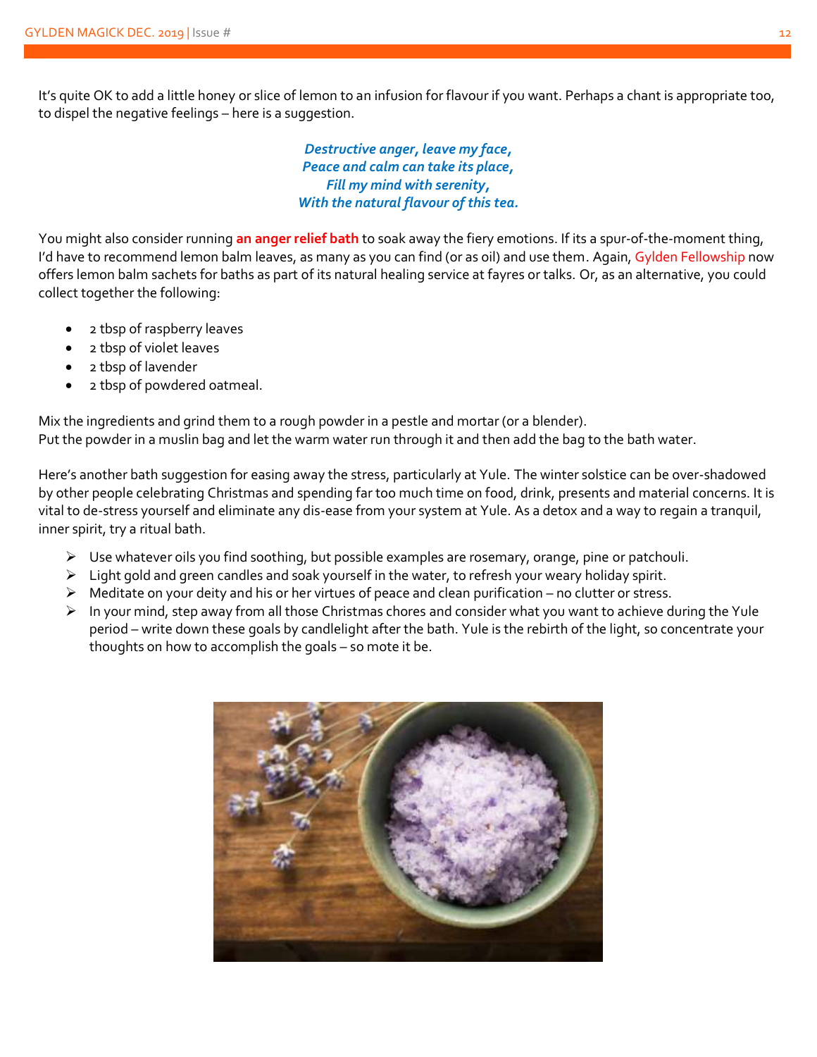It's quite OK to add a little honey or slice of lemon to an infusion for flavour if you want. Perhaps a chant is appropriate too, to dispel the negative feelings – here is a suggestion.

***Destructive anger, leave my face,***
***Peace and calm can take its place,***
***Fill my mind with serenity,***
***With the natural flavour of this tea.***

You might also consider running **an anger relief bath** to soak away the fiery emotions. If its a spur-of-the-moment thing, I'd have to recommend lemon balm leaves, as many as you can find (or as oil) and use them. Again, Gylden Fellowship now offers lemon balm sachets for baths as part of its natural healing service at fayres or talks. Or, as an alternative, you could collect together the following:

- 2 tbsp of raspberry leaves
- 2 tbsp of violet leaves
- 2 tbsp of lavender
- 2 tbsp of powdered oatmeal.

Mix the ingredients and grind them to a rough powder in a pestle and mortar (or a blender).
Put the powder in a muslin bag and let the warm water run through it and then add the bag to the bath water.

Here's another bath suggestion for easing away the stress, particularly at Yule. The winter solstice can be over-shadowed by other people celebrating Christmas and spending far too much time on food, drink, presents and material concerns. It is vital to de-stress yourself and eliminate any dis-ease from your system at Yule. As a detox and a way to regain a tranquil, inner spirit, try a ritual bath.

- Use whatever oils you find soothing, but possible examples are rosemary, orange, pine or patchouli.
- Light gold and green candles and soak yourself in the water, to refresh your weary holiday spirit.
- Meditate on your deity and his or her virtues of peace and clean purification – no clutter or stress.
- In your mind, step away from all those Christmas chores and consider what you want to achieve during the Yule period – write down these goals by candlelight after the bath. Yule is the rebirth of the light, so concentrate your thoughts on how to accomplish the goals – so mote it be.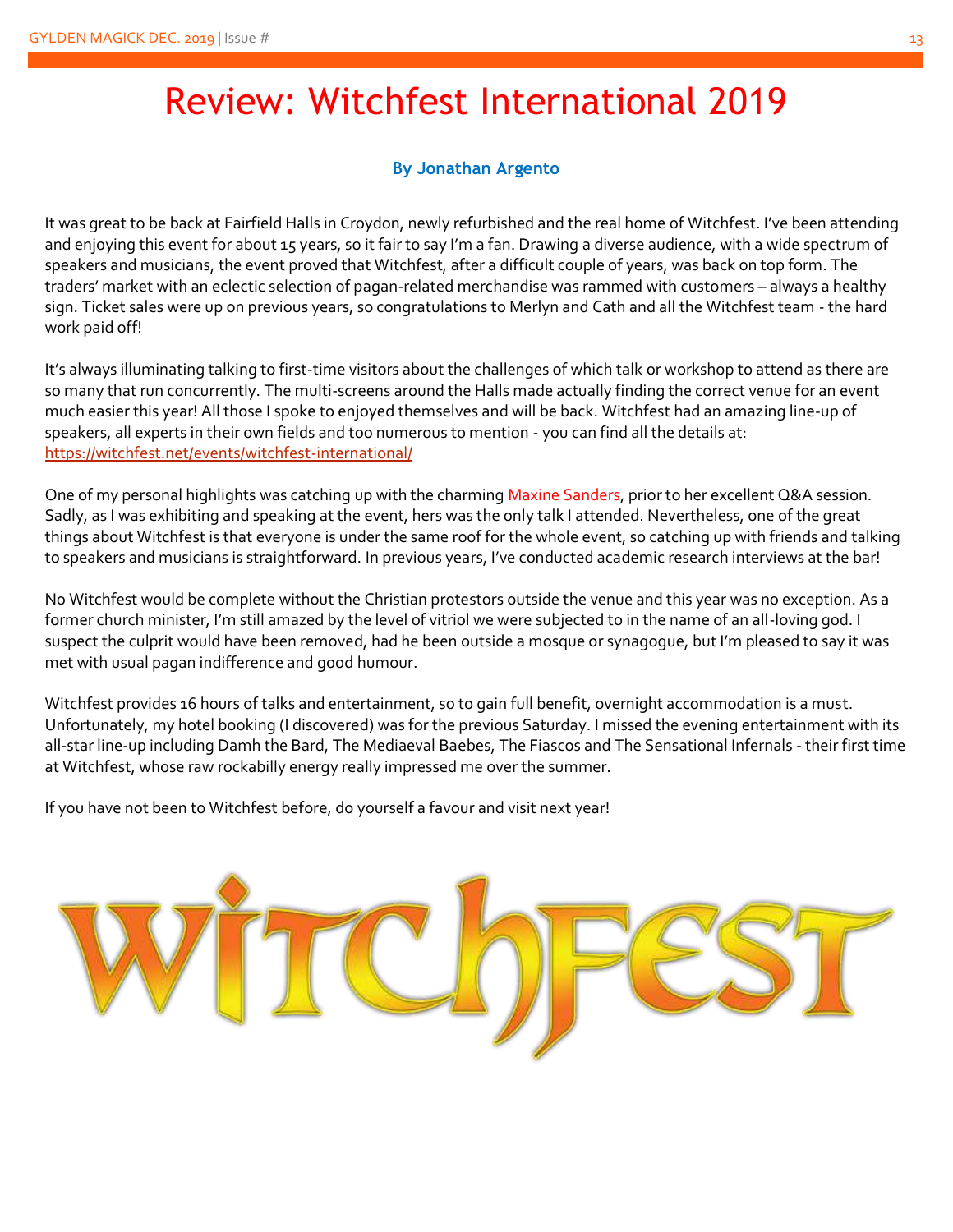# Review: Witchfest International 2019

**By Jonathan Argento**

It was great to be back at Fairfield Halls in Croydon, newly refurbished and the real home of Witchfest. I've been attending and enjoying this event for about 15 years, so it fair to say I'm a fan. Drawing a diverse audience, with a wide spectrum of speakers and musicians, the event proved that Witchfest, after a difficult couple of years, was back on top form. The traders' market with an eclectic selection of pagan-related merchandise was rammed with customers – always a healthy sign. Ticket sales were up on previous years, so congratulations to Merlyn and Cath and all the Witchfest team - the hard work paid off!

It's always illuminating talking to first-time visitors about the challenges of which talk or workshop to attend as there are so many that run concurrently. The multi-screens around the Halls made actually finding the correct venue for an event much easier this year! All those I spoke to enjoyed themselves and will be back. Witchfest had an amazing line-up of speakers, all experts in their own fields and too numerous to mention - you can find all the details at: https://witchfest.net/events/witchfest-international/

One of my personal highlights was catching up with the charming Maxine Sanders, prior to her excellent Q&A session. Sadly, as I was exhibiting and speaking at the event, hers was the only talk I attended. Nevertheless, one of the great things about Witchfest is that everyone is under the same roof for the whole event, so catching up with friends and talking to speakers and musicians is straightforward. In previous years, I've conducted academic research interviews at the bar!

No Witchfest would be complete without the Christian protestors outside the venue and this year was no exception. As a former church minister, I'm still amazed by the level of vitriol we were subjected to in the name of an all-loving god. I suspect the culprit would have been removed, had he been outside a mosque or synagogue, but I'm pleased to say it was met with usual pagan indifference and good humour.

Witchfest provides 16 hours of talks and entertainment, so to gain full benefit, overnight accommodation is a must. Unfortunately, my hotel booking (I discovered) was for the previous Saturday. I missed the evening entertainment with its all-star line-up including Damh the Bard, The Mediaeval Baebes, The Fiascos and The Sensational Infernals - their first time at Witchfest, whose raw rockabilly energy really impressed me over the summer.

If you have not been to Witchfest before, do yourself a favour and visit next year!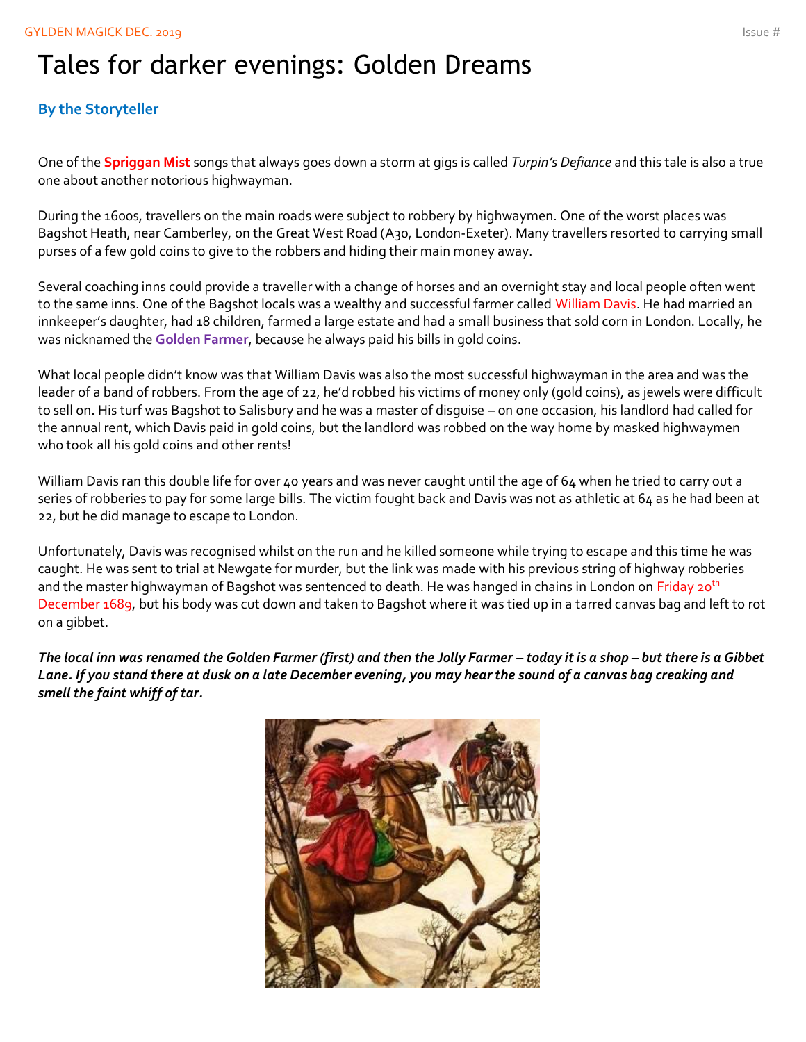# Tales for darker evenings: Golden Dreams

**By the Storyteller**

One of the **Spriggan Mist** songs that always goes down a storm at gigs is called *Turpin's Defiance* and this tale is also a true one about another notorious highwayman.

During the 1600s, travellers on the main roads were subject to robbery by highwaymen. One of the worst places was Bagshot Heath, near Camberley, on the Great West Road (A30, London-Exeter). Many travellers resorted to carrying small purses of a few gold coins to give to the robbers and hiding their main money away.

Several coaching inns could provide a traveller with a change of horses and an overnight stay and local people often went to the same inns. One of the Bagshot locals was a wealthy and successful farmer called William Davis. He had married an innkeeper's daughter, had 18 children, farmed a large estate and had a small business that sold corn in London. Locally, he was nicknamed the **Golden Farmer**, because he always paid his bills in gold coins.

What local people didn't know was that William Davis was also the most successful highwayman in the area and was the leader of a band of robbers. From the age of 22, he'd robbed his victims of money only (gold coins), as jewels were difficult to sell on. His turf was Bagshot to Salisbury and he was a master of disguise – on one occasion, his landlord had called for the annual rent, which Davis paid in gold coins, but the landlord was robbed on the way home by masked highwaymen who took all his gold coins and other rents!

William Davis ran this double life for over 40 years and was never caught until the age of 64 when he tried to carry out a series of robberies to pay for some large bills. The victim fought back and Davis was not as athletic at 64 as he had been at 22, but he did manage to escape to London.

Unfortunately, Davis was recognised whilst on the run and he killed someone while trying to escape and this time he was caught. He was sent to trial at Newgate for murder, but the link was made with his previous string of highway robberies and the master highwayman of Bagshot was sentenced to death. He was hanged in chains in London on Friday 20th December 1689, but his body was cut down and taken to Bagshot where it was tied up in a tarred canvas bag and left to rot on a gibbet.

***The local inn was renamed the Golden Farmer (first) and then the Jolly Farmer – today it is a shop – but there is a Gibbet Lane. If you stand there at dusk on a late December evening, you may hear the sound of a canvas bag creaking and smell the faint whiff of tar.***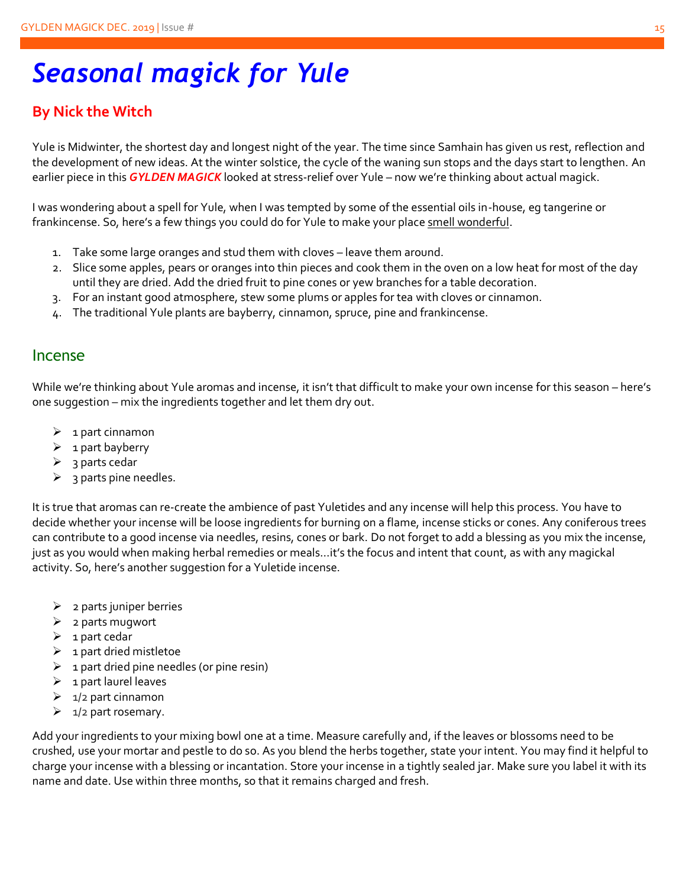# *Seasonal magick for Yule*

## By Nick the Witch

Yule is Midwinter, the shortest day and longest night of the year. The time since Samhain has given us rest, reflection and the development of new ideas. At the winter solstice, the cycle of the waning sun stops and the days start to lengthen. An earlier piece in this ***GYLDEN MAGICK*** looked at stress-relief over Yule – now we're thinking about actual magick.

I was wondering about a spell for Yule, when I was tempted by some of the essential oils in-house, eg tangerine or frankincense. So, here's a few things you could do for Yule to make your place smell wonderful.

1. Take some large oranges and stud them with cloves – leave them around.
2. Slice some apples, pears or oranges into thin pieces and cook them in the oven on a low heat for most of the day until they are dried. Add the dried fruit to pine cones or yew branches for a table decoration.
3. For an instant good atmosphere, stew some plums or apples for tea with cloves or cinnamon.
4. The traditional Yule plants are bayberry, cinnamon, spruce, pine and frankincense.

## Incense

While we're thinking about Yule aromas and incense, it isn't that difficult to make your own incense for this season – here's one suggestion – mix the ingredients together and let them dry out.

- 1 part cinnamon
- 1 part bayberry
- 3 parts cedar
- 3 parts pine needles.

It is true that aromas can re-create the ambience of past Yuletides and any incense will help this process. You have to decide whether your incense will be loose ingredients for burning on a flame, incense sticks or cones. Any coniferous trees can contribute to a good incense via needles, resins, cones or bark. Do not forget to add a blessing as you mix the incense, just as you would when making herbal remedies or meals…it's the focus and intent that count, as with any magickal activity. So, here's another suggestion for a Yuletide incense.

- 2 parts juniper berries
- 2 parts mugwort
- 1 part cedar
- 1 part dried mistletoe
- 1 part dried pine needles (or pine resin)
- 1 part laurel leaves
- 1/2 part cinnamon
- 1/2 part rosemary.

Add your ingredients to your mixing bowl one at a time. Measure carefully and, if the leaves or blossoms need to be crushed, use your mortar and pestle to do so. As you blend the herbs together, state your intent. You may find it helpful to charge your incense with a blessing or incantation. Store your incense in a tightly sealed jar. Make sure you label it with its name and date. Use within three months, so that it remains charged and fresh.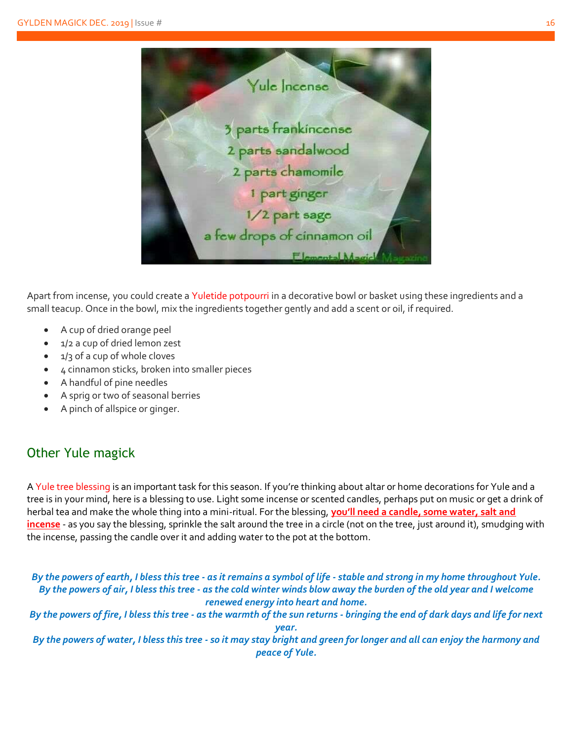Yule Incense

3 parts frankincense
2 parts sandalwood
2 parts chamomile
1 part ginger
1/2 part sage
a few drops of cinnamon oil

Elemental Magick Magazine

Apart from incense, you could create a Yuletide potpourri in a decorative bowl or basket using these ingredients and a small teacup. Once in the bowl, mix the ingredients together gently and add a scent or oil, if required.

- A cup of dried orange peel
- 1/2 a cup of dried lemon zest
- 1/3 of a cup of whole cloves
- 4 cinnamon sticks, broken into smaller pieces
- A handful of pine needles
- A sprig or two of seasonal berries
- A pinch of allspice or ginger.

## Other Yule magick

A Yule tree blessing is an important task for this season. If you're thinking about altar or home decorations for Yule and a tree is in your mind, here is a blessing to use. Light some incense or scented candles, perhaps put on music or get a drink of herbal tea and make the whole thing into a mini-ritual. For the blessing, **you'll need a candle, some water, salt and incense** - as you say the blessing, sprinkle the salt around the tree in a circle (not on the tree, just around it), smudging with the incense, passing the candle over it and adding water to the pot at the bottom.

***By the powers of earth, I bless this tree - as it remains a symbol of life - stable and strong in my home throughout Yule.***
***By the powers of air, I bless this tree - as the cold winter winds blow away the burden of the old year and I welcome renewed energy into heart and home.***
***By the powers of fire, I bless this tree - as the warmth of the sun returns - bringing the end of dark days and life for next year.***
***By the powers of water, I bless this tree - so it may stay bright and green for longer and all can enjoy the harmony and peace of Yule.***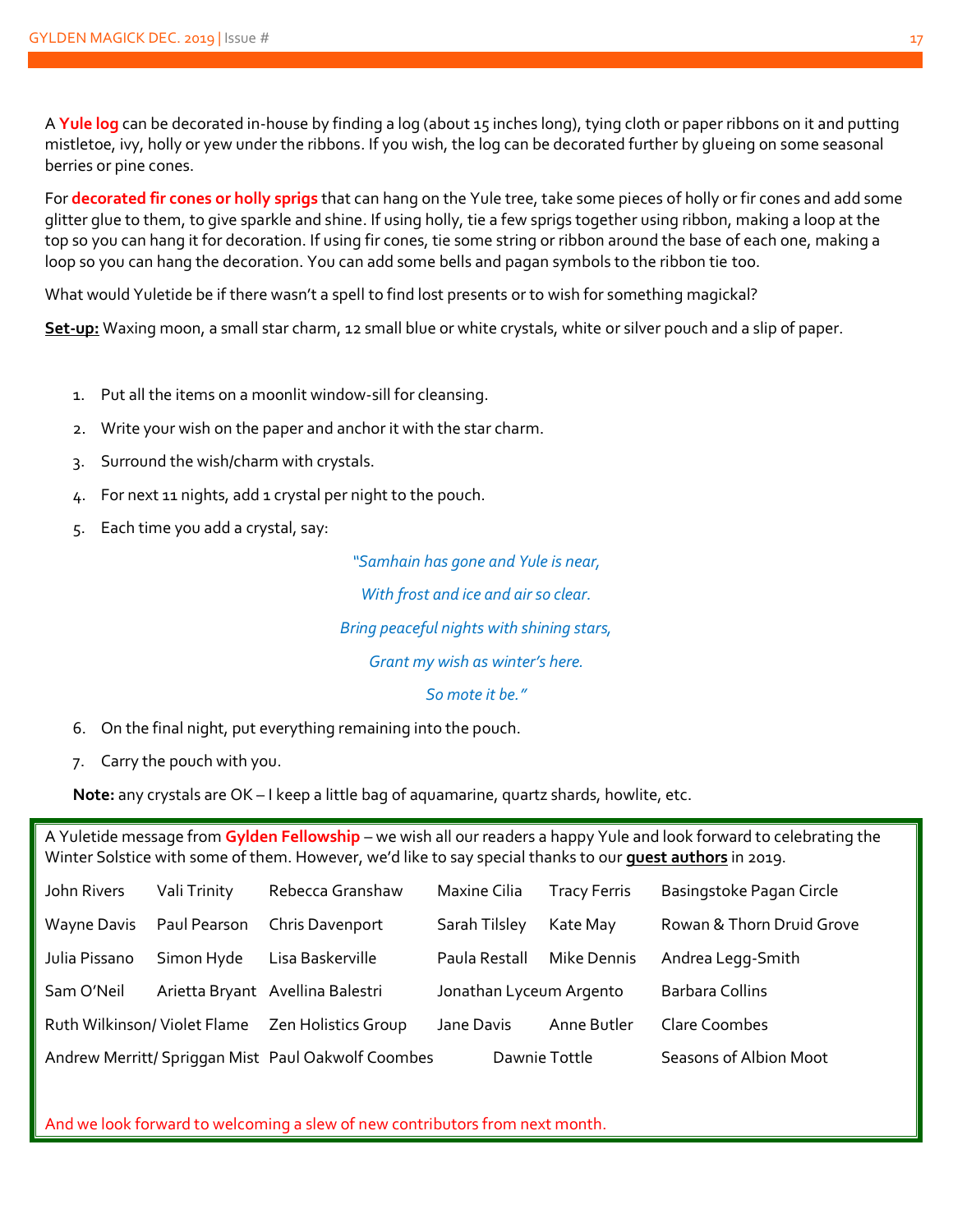A **Yule log** can be decorated in-house by finding a log (about 15 inches long), tying cloth or paper ribbons on it and putting mistletoe, ivy, holly or yew under the ribbons. If you wish, the log can be decorated further by glueing on some seasonal berries or pine cones.

For **decorated fir cones or holly sprigs** that can hang on the Yule tree, take some pieces of holly or fir cones and add some glitter glue to them, to give sparkle and shine. If using holly, tie a few sprigs together using ribbon, making a loop at the top so you can hang it for decoration. If using fir cones, tie some string or ribbon around the base of each one, making a loop so you can hang the decoration. You can add some bells and pagan symbols to the ribbon tie too.

What would Yuletide be if there wasn't a spell to find lost presents or to wish for something magickal?

**Set-up:** Waxing moon, a small star charm, 12 small blue or white crystals, white or silver pouch and a slip of paper.

1. Put all the items on a moonlit window-sill for cleansing.
2. Write your wish on the paper and anchor it with the star charm.
3. Surround the wish/charm with crystals.
4. For next 11 nights, add 1 crystal per night to the pouch.
5. Each time you add a crystal, say:

*"Samhain has gone and Yule is near,*

*With frost and ice and air so clear.*

*Bring peaceful nights with shining stars,*

*Grant my wish as winter's here.*

*So mote it be."*

6. On the final night, put everything remaining into the pouch.
7. Carry the pouch with you.

**Note:** any crystals are OK – I keep a little bag of aquamarine, quartz shards, howlite, etc.

A Yuletide message from **Gylden Fellowship** – we wish all our readers a happy Yule and look forward to celebrating the Winter Solstice with some of them. However, we'd like to say special thanks to our **guest authors** in 2019.

| | | | | | |
|---|---|---|---|---|---|
| John Rivers | Vali Trinity | Rebecca Granshaw | Maxine Cilia | Tracy Ferris | Basingstoke Pagan Circle |
| Wayne Davis | Paul Pearson | Chris Davenport | Sarah Tilsley | Kate May | Rowan & Thorn Druid Grove |
| Julia Pissano | Simon Hyde | Lisa Baskerville | Paula Restall | Mike Dennis | Andrea Legg-Smith |
| Sam O'Neil | Arietta Bryant | Avellina Balestri | Jonathan Lyceum Argento | | Barbara Collins |
| Ruth Wilkinson/ Violet Flame | | Zen Holistics Group | Jane Davis | Anne Butler | Clare Coombes |
| Andrew Merritt/ Spriggan Mist | | Paul Oakwolf Coombes | Dawnie Tottle | | Seasons of Albion Moot |

And we look forward to welcoming a slew of new contributors from next month.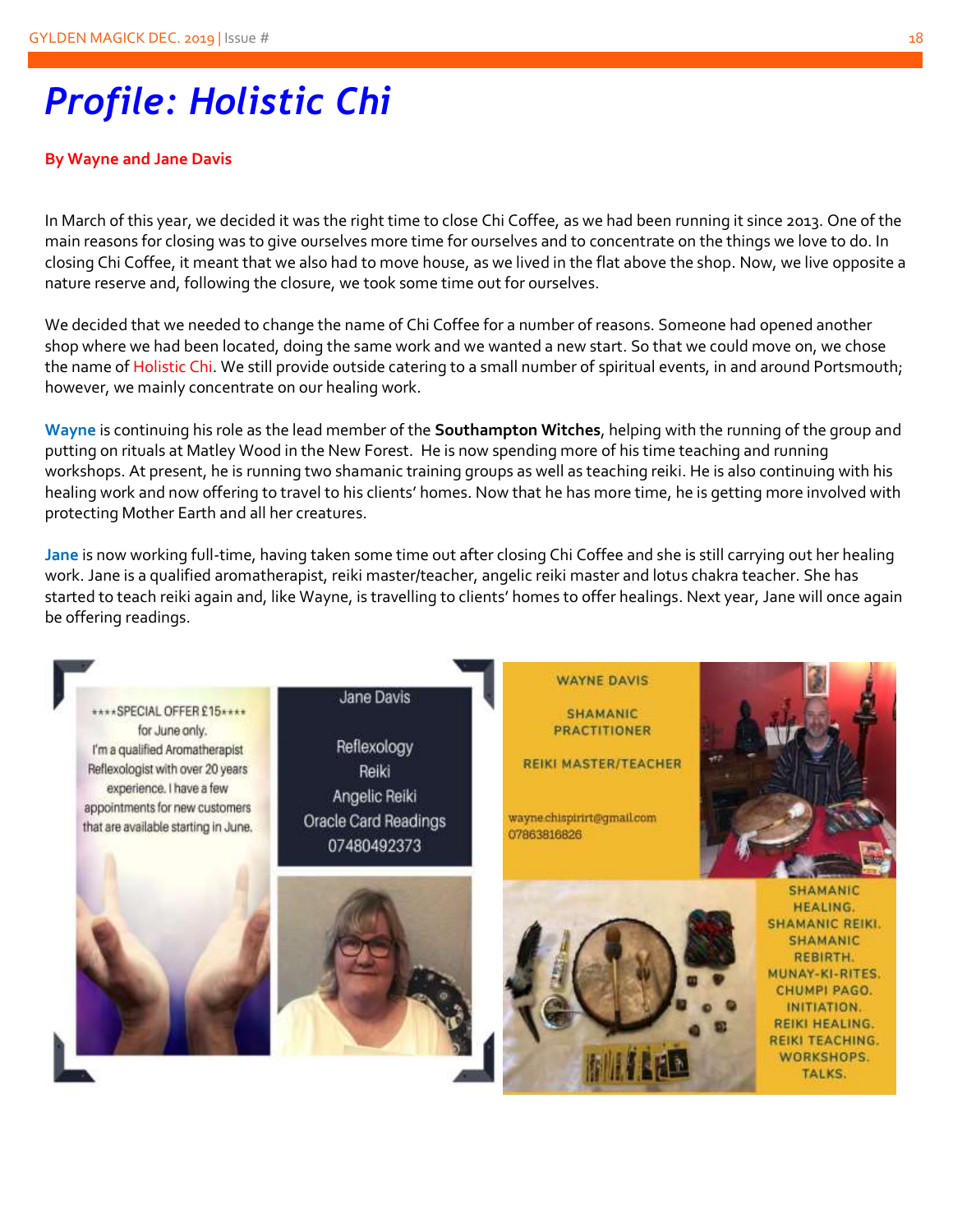# *Profile: Holistic Chi*

**By Wayne and Jane Davis**

In March of this year, we decided it was the right time to close Chi Coffee, as we had been running it since 2013. One of the main reasons for closing was to give ourselves more time for ourselves and to concentrate on the things we love to do. In closing Chi Coffee, it meant that we also had to move house, as we lived in the flat above the shop. Now, we live opposite a nature reserve and, following the closure, we took some time out for ourselves.

We decided that we needed to change the name of Chi Coffee for a number of reasons. Someone had opened another shop where we had been located, doing the same work and we wanted a new start. So that we could move on, we chose the name of Holistic Chi. We still provide outside catering to a small number of spiritual events, in and around Portsmouth; however, we mainly concentrate on our healing work.

**Wayne** is continuing his role as the lead member of the **Southampton Witches**, helping with the running of the group and putting on rituals at Matley Wood in the New Forest. He is now spending more of his time teaching and running workshops. At present, he is running two shamanic training groups as well as teaching reiki. He is also continuing with his healing work and now offering to travel to his clients' homes. Now that he has more time, he is getting more involved with protecting Mother Earth and all her creatures.

**Jane** is now working full-time, having taken some time out after closing Chi Coffee and she is still carrying out her healing work. Jane is a qualified aromatherapist, reiki master/teacher, angelic reiki master and lotus chakra teacher. She has started to teach reiki again and, like Wayne, is travelling to clients' homes to offer healings. Next year, Jane will once again be offering readings.

****SPECIAL OFFER £15****
for June only.
I'm a qualified Aromatherapist Reflexologist with over 20 years experience. I have a few appointments for new customers that are available starting in June.

Jane Davis

Reflexology
Reiki
Angelic Reiki
Oracle Card Readings
07480492373

WAYNE DAVIS

SHAMANIC PRACTITIONER

REIKI MASTER/TEACHER

wayne.chispirirt@gmail.com
07863816826

SHAMANIC HEALING.
SHAMANIC REIKI.
SHAMANIC REBIRTH.
MUNAY-KI-RITES.
CHUMPI PAGO.
INITIATION.
REIKI HEALING.
REIKI TEACHING.
WORKSHOPS.
TALKS.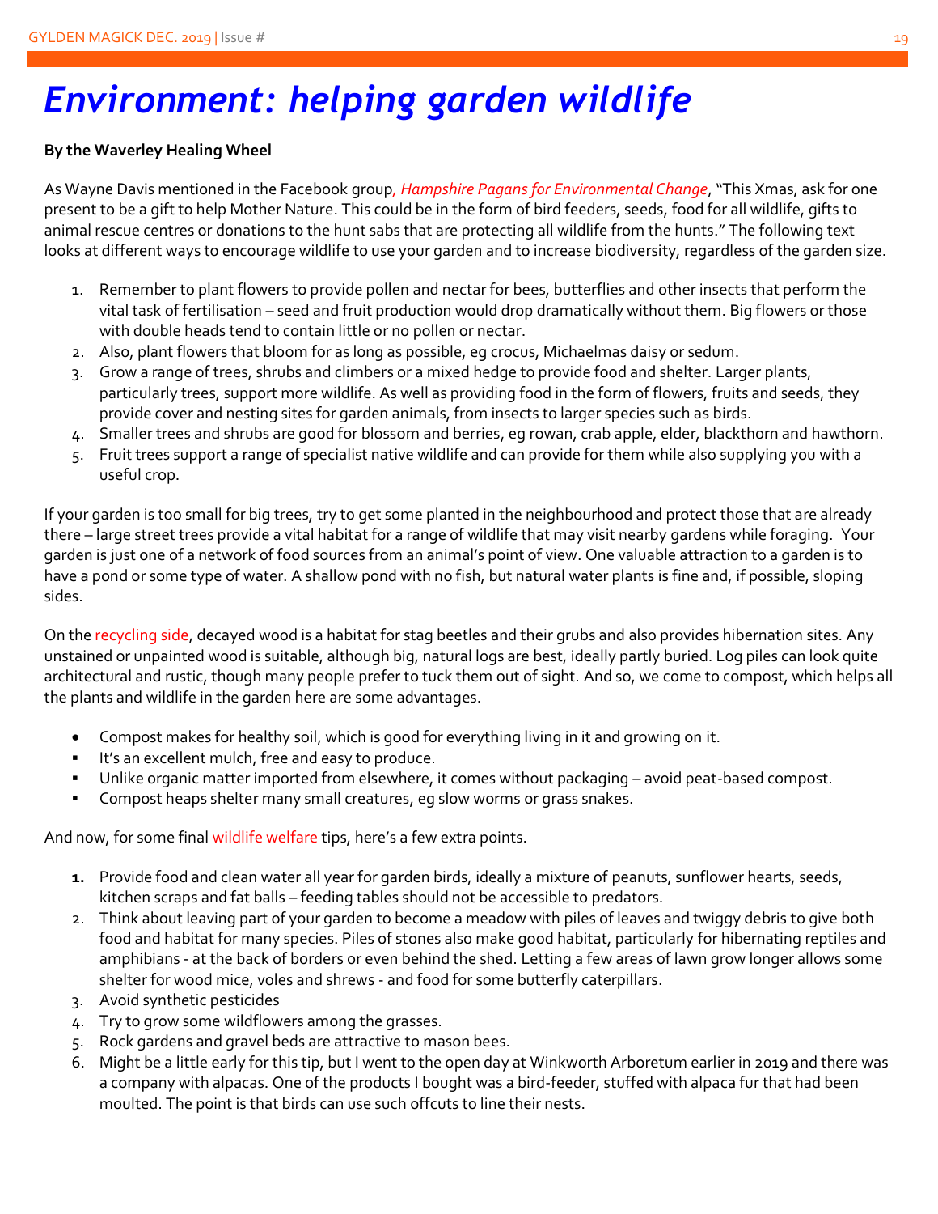# *Environment: helping garden wildlife*

**By the Waverley Healing Wheel**

As Wayne Davis mentioned in the Facebook group, *Hampshire Pagans for Environmental Change*, "This Xmas, ask for one present to be a gift to help Mother Nature. This could be in the form of bird feeders, seeds, food for all wildlife, gifts to animal rescue centres or donations to the hunt sabs that are protecting all wildlife from the hunts." The following text looks at different ways to encourage wildlife to use your garden and to increase biodiversity, regardless of the garden size.

1. Remember to plant flowers to provide pollen and nectar for bees, butterflies and other insects that perform the vital task of fertilisation – seed and fruit production would drop dramatically without them. Big flowers or those with double heads tend to contain little or no pollen or nectar.
2. Also, plant flowers that bloom for as long as possible, eg crocus, Michaelmas daisy or sedum.
3. Grow a range of trees, shrubs and climbers or a mixed hedge to provide food and shelter. Larger plants, particularly trees, support more wildlife. As well as providing food in the form of flowers, fruits and seeds, they provide cover and nesting sites for garden animals, from insects to larger species such as birds.
4. Smaller trees and shrubs are good for blossom and berries, eg rowan, crab apple, elder, blackthorn and hawthorn.
5. Fruit trees support a range of specialist native wildlife and can provide for them while also supplying you with a useful crop.

If your garden is too small for big trees, try to get some planted in the neighbourhood and protect those that are already there – large street trees provide a vital habitat for a range of wildlife that may visit nearby gardens while foraging. Your garden is just one of a network of food sources from an animal's point of view. One valuable attraction to a garden is to have a pond or some type of water. A shallow pond with no fish, but natural water plants is fine and, if possible, sloping sides.

On the recycling side, decayed wood is a habitat for stag beetles and their grubs and also provides hibernation sites. Any unstained or unpainted wood is suitable, although big, natural logs are best, ideally partly buried. Log piles can look quite architectural and rustic, though many people prefer to tuck them out of sight. And so, we come to compost, which helps all the plants and wildlife in the garden here are some advantages.

- Compost makes for healthy soil, which is good for everything living in it and growing on it.
- It's an excellent mulch, free and easy to produce.
- Unlike organic matter imported from elsewhere, it comes without packaging – avoid peat-based compost.
- Compost heaps shelter many small creatures, eg slow worms or grass snakes.

And now, for some final wildlife welfare tips, here's a few extra points.

1. Provide food and clean water all year for garden birds, ideally a mixture of peanuts, sunflower hearts, seeds, kitchen scraps and fat balls – feeding tables should not be accessible to predators.
2. Think about leaving part of your garden to become a meadow with piles of leaves and twiggy debris to give both food and habitat for many species. Piles of stones also make good habitat, particularly for hibernating reptiles and amphibians - at the back of borders or even behind the shed. Letting a few areas of lawn grow longer allows some shelter for wood mice, voles and shrews - and food for some butterfly caterpillars.
3. Avoid synthetic pesticides
4. Try to grow some wildflowers among the grasses.
5. Rock gardens and gravel beds are attractive to mason bees.
6. Might be a little early for this tip, but I went to the open day at Winkworth Arboretum earlier in 2019 and there was a company with alpacas. One of the products I bought was a bird-feeder, stuffed with alpaca fur that had been moulted. The point is that birds can use such offcuts to line their nests.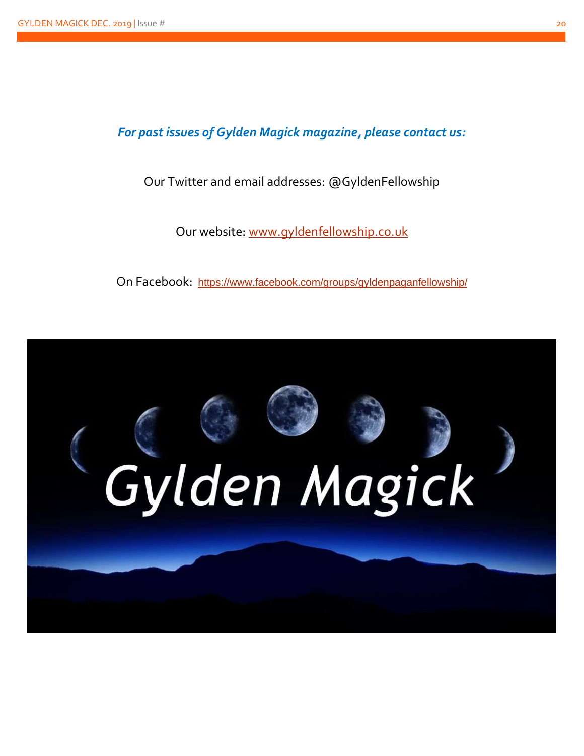***For past issues of Gylden Magick magazine, please contact us:***

Our Twitter and email addresses: @GyldenFellowship

Our website: www.gyldenfellowship.co.uk

On Facebook: https://www.facebook.com/groups/gyldenpaganfellowship/